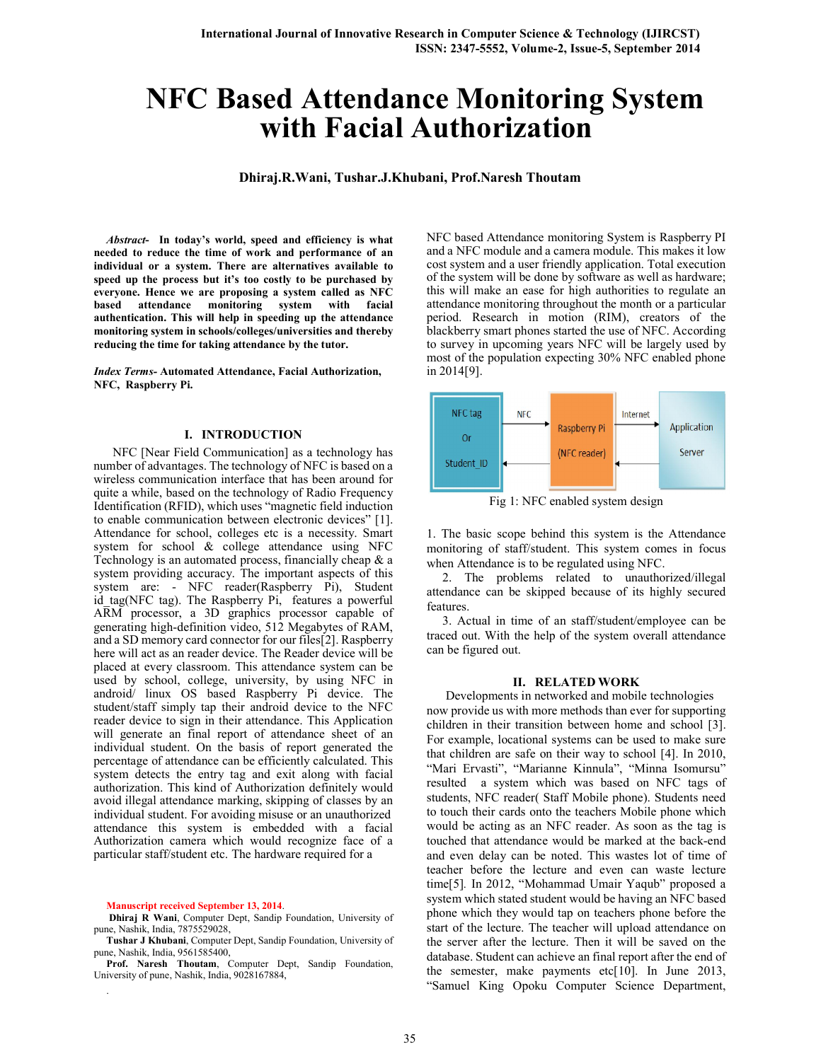# NFC Based Attendance Monitoring System with Facial Authorization

**Dhiraj.R.Wani, Tushar.J.Khubani, Prof.Naresh Thoutam**

***Abstract-*** **In today's world, speed and efficiency is what needed to reduce the time of work and performance of an individual or a system. There are alternatives available to speed up the process but it's too costly to be purchased by everyone. Hence we are proposing a system called as NFC based attendance monitoring system with facial authentication. This will help in speeding up the attendance monitoring system in schools/colleges/universities and thereby reducing the time for taking attendance by the tutor.**

***Index Terms-*** **Automated Attendance, Facial Authorization, NFC, Raspberry Pi.**

## I. INTRODUCTION

NFC [Near Field Communication] as a technology has number of advantages. The technology of NFC is based on a wireless communication interface that has been around for quite a while, based on the technology of Radio Frequency Identification (RFID), which uses "magnetic field induction to enable communication between electronic devices" [1]. Attendance for school, colleges etc is a necessity. Smart system for school & college attendance using NFC Technology is an automated process, financially cheap & a system providing accuracy. The important aspects of this system are: - NFC reader(Raspberry Pi), Student id_tag(NFC tag). The Raspberry Pi, features a powerful ARM processor, a 3D graphics processor capable of generating high-definition video, 512 Megabytes of RAM, and a SD memory card connector for our files[2]. Raspberry here will act as an reader device. The Reader device will be placed at every classroom. This attendance system can be used by school, college, university, by using NFC in android/ linux OS based Raspberry Pi device. The student/staff simply tap their android device to the NFC reader device to sign in their attendance. This Application will generate an final report of attendance sheet of an individual student. On the basis of report generated the percentage of attendance can be efficiently calculated. This system detects the entry tag and exit along with facial authorization. This kind of Authorization definitely would avoid illegal attendance marking, skipping of classes by an individual student. For avoiding misuse or an unauthorized attendance this system is embedded with a facial Authorization camera which would recognize face of a particular staff/student etc. The hardware required for a NFC based Attendance monitoring System is Raspberry PI and a NFC module and a camera module. This makes it low cost system and a user friendly application. Total execution of the system will be done by software as well as hardware; this will make an ease for high authorities to regulate an attendance monitoring throughout the month or a particular period. Research in motion (RIM), creators of the blackberry smart phones started the use of NFC. According to survey in upcoming years NFC will be largely used by most of the population expecting 30% NFC enabled phone in 2014[9].

| NFC tag Or Student_ID | NFC → / ← | Raspberry Pi (NFC reader) | Internet → / ← | Application Server |
|---|---|---|---|---|

Fig 1: NFC enabled system design

1. The basic scope behind this system is the Attendance monitoring of staff/student. This system comes in focus when Attendance is to be regulated using NFC.
2. The problems related to unauthorized/illegal attendance can be skipped because of its highly secured features.
3. Actual in time of an staff/student/employee can be traced out. With the help of the system overall attendance can be figured out.

## II. RELATED WORK

Developments in networked and mobile technologies now provide us with more methods than ever for supporting children in their transition between home and school [3]. For example, locational systems can be used to make sure that children are safe on their way to school [4]. In 2010, "Mari Ervasti", "Marianne Kinnula", "Minna Isomursu" resulted a system which was based on NFC tags of students, NFC reader( Staff Mobile phone). Students need to touch their cards onto the teachers Mobile phone which would be acting as an NFC reader. As soon as the tag is touched that attendance would be marked at the back-end and even delay can be noted. This wastes lot of time of teacher before the lecture and even can waste lecture time[5]. In 2012, "Mohammad Umair Yaqub" proposed a system which stated student would be having an NFC based phone which they would tap on teachers phone before the start of the lecture. The teacher will upload attendance on the server after the lecture. Then it will be saved on the database. Student can achieve an final report after the end of the semester, make payments etc[10]. In June 2013, "Samuel King Opoku Computer Science Department,

<span style="color:red">Manuscript received September 13, 2014</span>.

**Dhiraj R Wani**, Computer Dept, Sandip Foundation, University of pune, Nashik, India, 7875529028,

**Tushar J Khubani**, Computer Dept, Sandip Foundation, University of pune, Nashik, India, 9561585400,

**Prof. Naresh Thoutam**, Computer Dept, Sandip Foundation, University of pune, Nashik, India, 9028167884,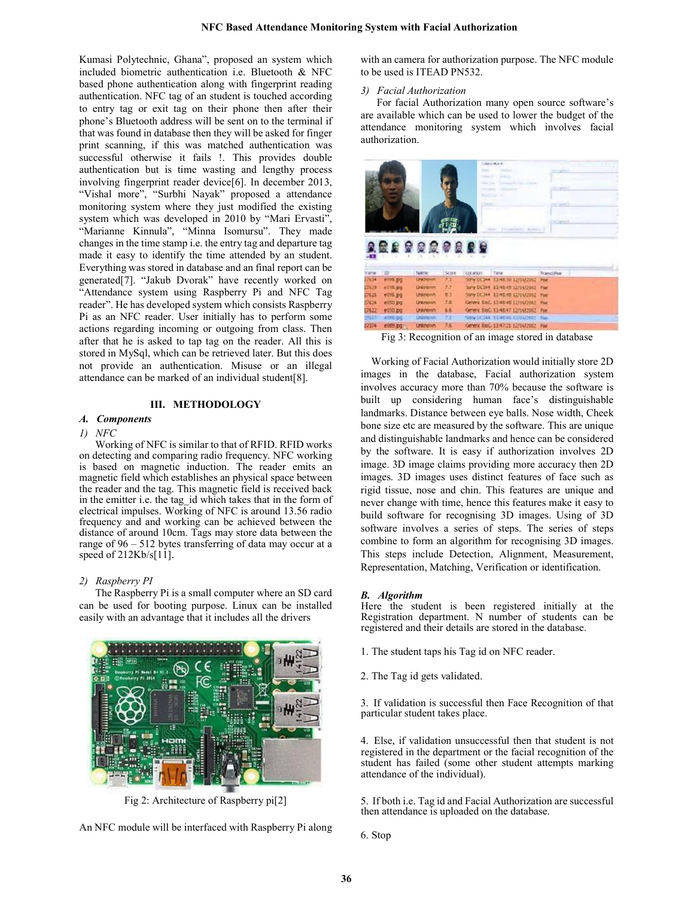Kumasi Polytechnic, Ghana", proposed an system which included biometric authentication i.e. Bluetooth & NFC based phone authentication along with fingerprint reading authentication. NFC tag of an student is touched according to entry tag or exit tag on their phone then after their phone's Bluetooth address will be sent on to the terminal if that was found in database then they will be asked for finger print scanning, if this was matched authentication was successful otherwise it fails !. This provides double authentication but is time wasting and lengthy process involving fingerprint reader device[6]. In december 2013, "Vishal more", "Surbhi Nayak" proposed a attendance monitoring system where they just modified the existing system which was developed in 2010 by "Mari Ervasti", "Marianne Kinnula", "Minna Isomursu". They made changes in the time stamp i.e. the entry tag and departure tag made it easy to identify the time attended by an student. Everything was stored in database and an final report can be generated[7]. "Jakub Dvorak" have recently worked on "Attendance system using Raspberry Pi and NFC Tag reader". He has developed system which consists Raspberry Pi as an NFC reader. User initially has to perform some actions regarding incoming or outgoing from class. Then after that he is asked to tap tag on the reader. All this is stored in MySql, which can be retrieved later. But this does not provide an authentication. Misuse or an illegal attendance can be marked of an individual student[8].

## III. METHODOLOGY

### A. *Components*

#### 1) *NFC*

Working of NFC is similar to that of RFID. RFID works on detecting and comparing radio frequency. NFC working is based on magnetic induction. The reader emits an magnetic field which establishes an physical space between the reader and the tag. This magnetic field is received back in the emitter i.e. the tag_id which takes that in the form of electrical impulses. Working of NFC is around 13.56 radio frequency and and working can be achieved between the distance of around 10cm. Tags may store data between the range of 96 – 512 bytes transferring of data may occur at a speed of 212Kb/s[11].

#### 2) *Raspberry PI*

The Raspberry Pi is a small computer where an SD card can be used for booting purpose. Linux can be installed easily with an advantage that it includes all the drivers

Fig 2: Architecture of Raspberry pi[2]

An NFC module will be interfaced with Raspberry Pi along with an camera for authorization purpose. The NFC module to be used is ITEAD PN532.

#### 3) *Facial Authorization*

For facial Authorization many open source software's are available which can be used to lower the budget of the attendance monitoring system which involves facial authorization.

Fig 3: Recognition of an image stored in database

Working of Facial Authorization would initially store 2D images in the database, Facial authorization system involves accuracy more than 70% because the software is built up considering human face's distinguishable landmarks. Distance between eye balls. Nose width, Cheek bone size etc are measured by the software. This are unique and distinguishable landmarks and hence can be considered by the software. It is easy if authorization involves 2D image. 3D image claims providing more accuracy then 2D images. 3D images uses distinct features of face such as rigid tissue, nose and chin. This features are unique and never change with time, hence this features make it easy to build software for recognising 3D images. Using of 3D software involves a series of steps. The series of steps combine to form an algorithm for recognising 3D images. This steps include Detection, Alignment, Measurement, Representation, Matching, Verification or identification.

### B. *Algorithm*

Here the student is been registered initially at the Registration department. N number of students can be registered and their details are stored in the database.

1. The student taps his Tag id on NFC reader.

2. The Tag id gets validated.

3. If validation is successful then Face Recognition of that particular student takes place.

4. Else, if validation unsuccessful then that student is not registered in the department or the facial recognition of the student has failed (some other student attempts marking attendance of the individual).

5. If both i.e. Tag id and Facial Authorization are successful then attendance is uploaded on the database.

6. Stop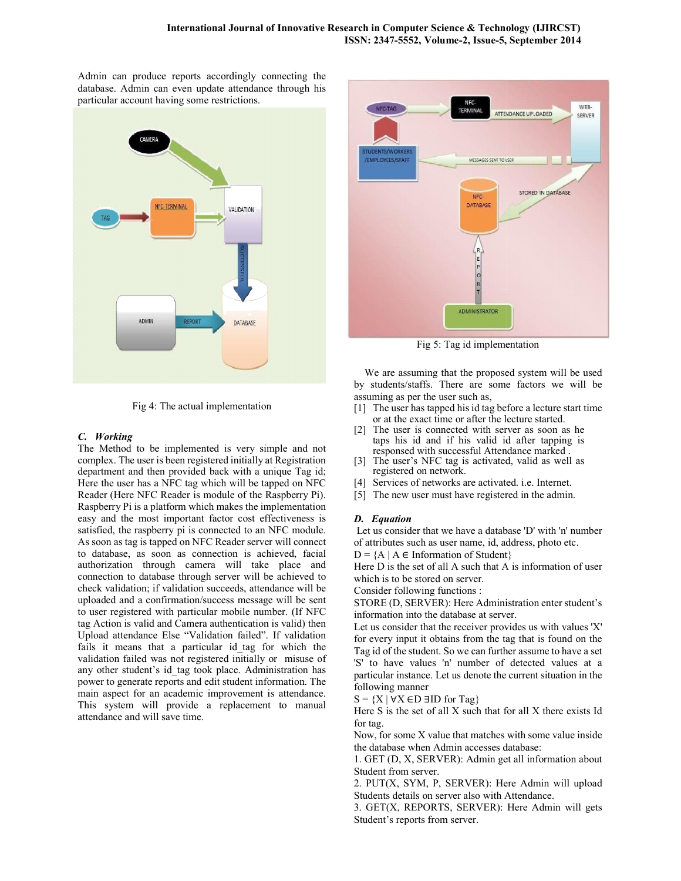Admin can produce reports accordingly connecting the database. Admin can even update attendance through his particular account having some restrictions.

Fig 4: The actual implementation

### C. Working

The Method to be implemented is very simple and not complex. The user is been registered initially at Registration department and then provided back with a unique Tag id; Here the user has a NFC tag which will be tapped on NFC Reader (Here NFC Reader is module of the Raspberry Pi). Raspberry Pi is a platform which makes the implementation easy and the most important factor cost effectiveness is satisfied, the raspberry pi is connected to an NFC module. As soon as tag is tapped on NFC Reader server will connect to database, as soon as connection is achieved, facial authorization through camera will take place and connection to database through server will be achieved to check validation; if validation succeeds, attendance will be uploaded and a confirmation/success message will be sent to user registered with particular mobile number. (If NFC tag Action is valid and Camera authentication is valid) then Upload attendance Else "Validation failed". If validation fails it means that a particular id_tag for which the validation failed was not registered initially or misuse of any other student's id_tag took place. Administration has power to generate reports and edit student information. The main aspect for an academic improvement is attendance. This system will provide a replacement to manual attendance and will save time.

Fig 5: Tag id implementation

We are assuming that the proposed system will be used by students/staffs. There are some factors we will be assuming as per the user such as,

[1] The user has tapped his id tag before a lecture start time or at the exact time or after the lecture started.
[2] The user is connected with server as soon as he taps his id and if his valid id after tapping is responsed with successful Attendance marked .
[3] The user's NFC tag is activated, valid as well as registered on network.
[4] Services of networks are activated. i.e. Internet.
[5] The new user must have registered in the admin.

### D. Equation

Let us consider that we have a database 'D' with 'n' number of attributes such as user name, id, address, photo etc.

$D = \{A \mid A \in \text{Information of Student}\}$

Here D is the set of all A such that A is information of user which is to be stored on server.

Consider following functions :

STORE (D, SERVER): Here Administration enter student's information into the database at server.

Let us consider that the receiver provides us with values 'X' for every input it obtains from the tag that is found on the Tag id of the student. So we can further assume to have a set 'S' to have values 'n' number of detected values at a particular instance. Let us denote the current situation in the following manner

$S = \{X \mid \forall X \in D\ \exists \text{ID for Tag}\}$

Here S is the set of all X such that for all X there exists Id for tag.

Now, for some X value that matches with some value inside the database when Admin accesses database:

1. GET (D, X, SERVER): Admin get all information about Student from server.
2. PUT(X, SYM, P, SERVER): Here Admin will upload Students details on server also with Attendance.
3. GET(X, REPORTS, SERVER): Here Admin will gets Student's reports from server.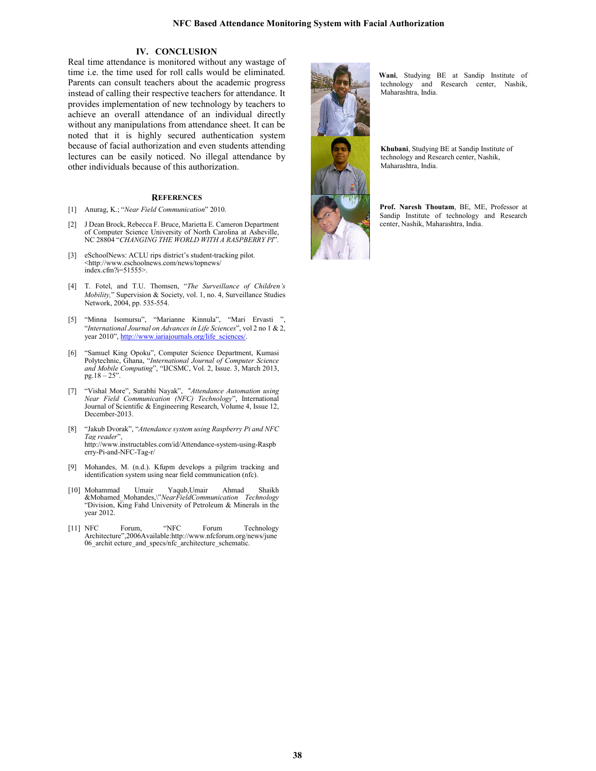## IV. CONCLUSION

Real time attendance is monitored without any wastage of time i.e. the time used for roll calls would be eliminated. Parents can consult teachers about the academic progress instead of calling their respective teachers for attendance. It provides implementation of new technology by teachers to achieve an overall attendance of an individual directly without any manipulations from attendance sheet. It can be noted that it is highly secured authentication system because of facial authorization and even students attending lectures can be easily noticed. No illegal attendance by other individuals because of this authorization.

## REFERENCES

[1] Anurag, K.; "*Near Field Communication*" 2010.

[2] J Dean Brock, Rebecca F. Bruce, Marietta E. Cameron Department of Computer Science University of North Carolina at Asheville, NC 28804 "*CHANGING THE WORLD WITH A RASPBERRY PI*".

[3] eSchoolNews: ACLU rips district's student-tracking pilot. <http://www.eschoolnews.com/topnews/index.cfm?i=51555>.

[4] T. Fotel, and T.U. Thomsen, "*The Surveillance of Children's Mobility,*" Supervision & Society, vol. 1, no. 4, Surveillance Studies Network, 2004, pp. 535-554.

[5] "Minna Isomursu", "Marianne Kinnula", "Mari Ervasti ", "*International Journal on Advances in Life Sciences*", vol 2 no 1 & 2, year 2010", http://www.iariajournals.org/life_sciences/.

[6] "Samuel King Opoku", Computer Science Department, Kumasi Polytechnic, Ghana, "*International Journal of Computer Science and Mobile Computing*", "IJCSMC, Vol. 2, Issue. 3, March 2013, pg.18 – 25".

[7] "Vishal More", Surabhi Nayak", "*Attendance Automation using Near Field Communication (NFC) Technology*", International Journal of Scientific & Engineering Research, Volume 4, Issue 12, December-2013.

[8] "Jakub Dvorak", "*Attendance system using Raspberry Pi and NFC Tag reader*", http://www.instructables.com/id/Attendance-system-using-Raspberry-Pi-and-NFC-Tag-r/

[9] Mohandes, M. (n.d.). Kfupm develops a pilgrim tracking and identification system using near field communication (nfc).

[10] Mohammad Umair Yaqub,Umair Ahmad Shaikh &Mohamed_Mohandes,\"*NearFieldCommunication Technology*"Division, King Fahd University of Petroleum & Minerals in the year 2012.

[11] NFC Forum, "NFC Forum Technology Architecture",2006Available:http://www.nfcforum.org/news/june06_archit ecture_and_specs/nfc_architecture_schematic.

**Wani**, Studying BE at Sandip Institute of technology and Research center, Nashik, Maharashtra, India.

**Khubani**, Studying BE at Sandip Institute of technology and Research center, Nashik, Maharashtra, India.

**Prof. Naresh Thoutam**, BE, ME, Professor at Sandip Institute of technology and Research center, Nashik, Maharashtra, India.